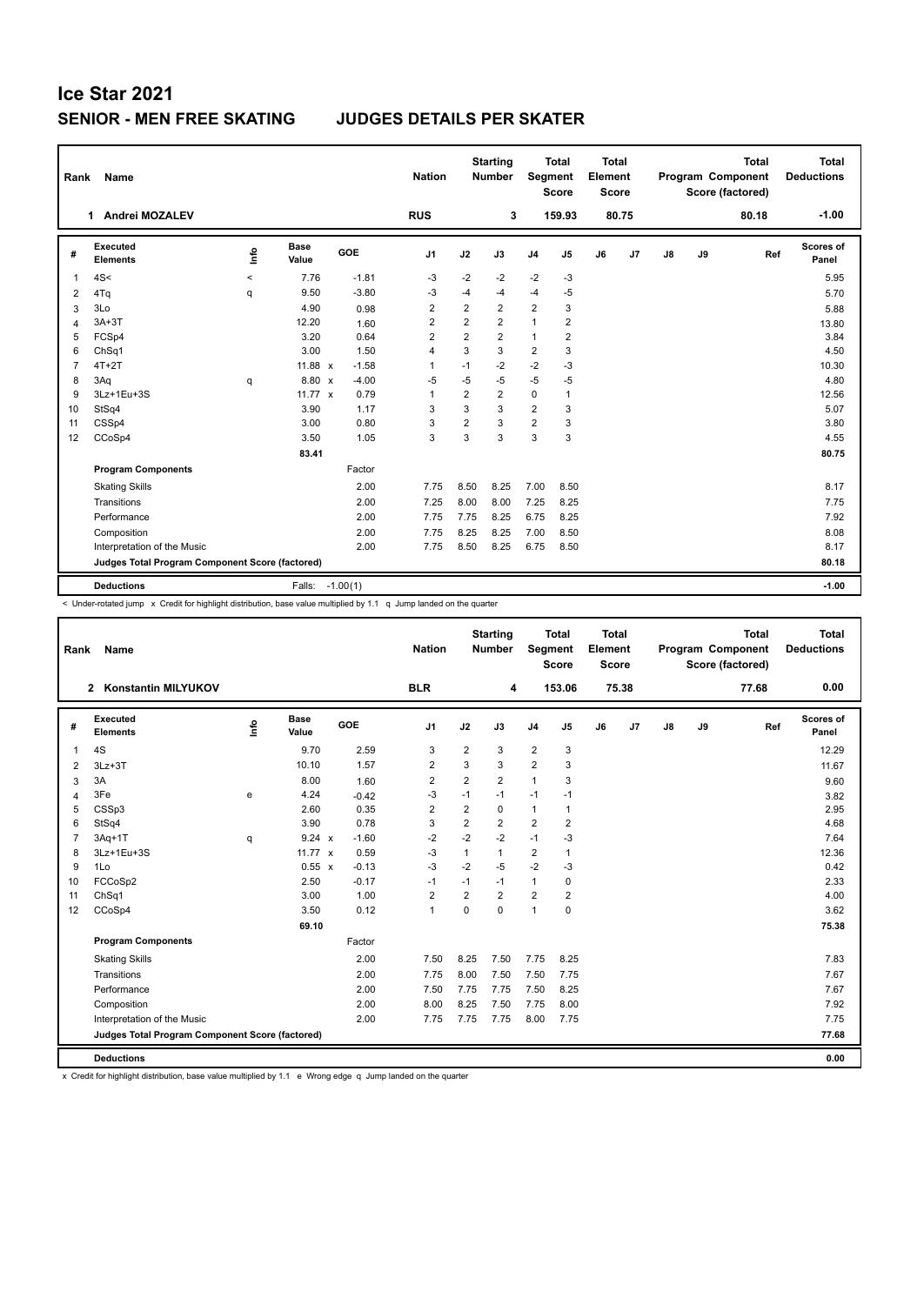# Ice Star 2021

## SENIOR - MEN FREE SKATING JUDGES DETAILS PER SKATER

| Rank | Name | Nation | Starting Number | Total Segment Score | Total Element Score | Total Program Component Score (factored) | Total Deductions |
|---|---|---|---|---|---|---|---|
| 1 | Andrei MOZALEV | RUS | 3 | 159.93 | 80.75 | 80.18 | -1.00 |

| # | Executed Elements | Info | Base Value | | GOE | J1 | J2 | J3 | J4 | J5 | J6 | J7 | J8 | J9 | Ref | Scores of Panel |
|---|---|---|---|---|---|---|---|---|---|---|---|---|---|---|---|---|
| 1 | 4S< | < | 7.76 | | -1.81 | -3 | -2 | -2 | -2 | -3 | | | | | | 5.95 |
| 2 | 4Tq | q | 9.50 | | -3.80 | -3 | -4 | -4 | -4 | -5 | | | | | | 5.70 |
| 3 | 3Lo | | 4.90 | | 0.98 | 2 | 2 | 2 | 2 | 3 | | | | | | 5.88 |
| 4 | 3A+3T | | 12.20 | | 1.60 | 2 | 2 | 2 | 1 | 2 | | | | | | 13.80 |
| 5 | FCSp4 | | 3.20 | | 0.64 | 2 | 2 | 2 | 1 | 2 | | | | | | 3.84 |
| 6 | ChSq1 | | 3.00 | | 1.50 | 4 | 3 | 3 | 2 | 3 | | | | | | 4.50 |
| 7 | 4T+2T | | 11.88 | x | -1.58 | 1 | -1 | -2 | -2 | -3 | | | | | | 10.30 |
| 8 | 3Aq | q | 8.80 | x | -4.00 | -5 | -5 | -5 | -5 | -5 | | | | | | 4.80 |
| 9 | 3Lz+1Eu+3S | | 11.77 | x | 0.79 | 1 | 2 | 2 | 0 | 1 | | | | | | 12.56 |
| 10 | StSq4 | | 3.90 | | 1.17 | 3 | 3 | 3 | 2 | 3 | | | | | | 5.07 |
| 11 | CSSp4 | | 3.00 | | 0.80 | 3 | 2 | 3 | 2 | 3 | | | | | | 3.80 |
| 12 | CCoSp4 | | 3.50 | | 1.05 | 3 | 3 | 3 | 3 | 3 | | | | | | 4.55 |
| | | | 83.41 | | | | | | | | | | | | | 80.75 |
| | **Program Components** | | | | Factor | | | | | | | | | | | |
| | Skating Skills | | | | 2.00 | 7.75 | 8.50 | 8.25 | 7.00 | 8.50 | | | | | | 8.17 |
| | Transitions | | | | 2.00 | 7.25 | 8.00 | 8.00 | 7.25 | 8.25 | | | | | | 7.75 |
| | Performance | | | | 2.00 | 7.75 | 7.75 | 8.25 | 6.75 | 8.25 | | | | | | 7.92 |
| | Composition | | | | 2.00 | 7.75 | 8.25 | 8.25 | 7.00 | 8.50 | | | | | | 8.08 |
| | Interpretation of the Music | | | | 2.00 | 7.75 | 8.50 | 8.25 | 6.75 | 8.50 | | | | | | 8.17 |
| | **Judges Total Program Component Score (factored)** | | | | | | | | | | | | | | | 80.18 |
| | **Deductions** | | Falls: | | -1.00(1) | | | | | | | | | | | -1.00 |

< Under-rotated jump x Credit for highlight distribution, base value multiplied by 1.1 q Jump landed on the quarter

| Rank | Name | Nation | Starting Number | Total Segment Score | Total Element Score | Total Program Component Score (factored) | Total Deductions |
|---|---|---|---|---|---|---|---|
| 2 | Konstantin MILYUKOV | BLR | 4 | 153.06 | 75.38 | 77.68 | 0.00 |

| # | Executed Elements | Info | Base Value | | GOE | J1 | J2 | J3 | J4 | J5 | J6 | J7 | J8 | J9 | Ref | Scores of Panel |
|---|---|---|---|---|---|---|---|---|---|---|---|---|---|---|---|---|
| 1 | 4S | | 9.70 | | 2.59 | 3 | 2 | 3 | 2 | 3 | | | | | | 12.29 |
| 2 | 3Lz+3T | | 10.10 | | 1.57 | 2 | 3 | 3 | 2 | 3 | | | | | | 11.67 |
| 3 | 3A | | 8.00 | | 1.60 | 2 | 2 | 2 | 1 | 3 | | | | | | 9.60 |
| 4 | 3Fe | e | 4.24 | | -0.42 | -3 | -1 | -1 | -1 | -1 | | | | | | 3.82 |
| 5 | CSSp3 | | 2.60 | | 0.35 | 2 | 2 | 0 | 1 | 1 | | | | | | 2.95 |
| 6 | StSq4 | | 3.90 | | 0.78 | 3 | 2 | 2 | 2 | 2 | | | | | | 4.68 |
| 7 | 3Aq+1T | q | 9.24 | x | -1.60 | -2 | -2 | -2 | -1 | -3 | | | | | | 7.64 |
| 8 | 3Lz+1Eu+3S | | 11.77 | x | 0.59 | -3 | 1 | 1 | 2 | 1 | | | | | | 12.36 |
| 9 | 1Lo | | 0.55 | x | -0.13 | -3 | -2 | -5 | -2 | -3 | | | | | | 0.42 |
| 10 | FCCoSp2 | | 2.50 | | -0.17 | -1 | -1 | -1 | 1 | 0 | | | | | | 2.33 |
| 11 | ChSq1 | | 3.00 | | 1.00 | 2 | 2 | 2 | 2 | 2 | | | | | | 4.00 |
| 12 | CCoSp4 | | 3.50 | | 0.12 | 1 | 0 | 0 | 1 | 0 | | | | | | 3.62 |
| | | | 69.10 | | | | | | | | | | | | | 75.38 |
| | **Program Components** | | | | Factor | | | | | | | | | | | |
| | Skating Skills | | | | 2.00 | 7.50 | 8.25 | 7.50 | 7.75 | 8.25 | | | | | | 7.83 |
| | Transitions | | | | 2.00 | 7.75 | 8.00 | 7.50 | 7.50 | 7.75 | | | | | | 7.67 |
| | Performance | | | | 2.00 | 7.50 | 7.75 | 7.75 | 7.50 | 8.25 | | | | | | 7.67 |
| | Composition | | | | 2.00 | 8.00 | 8.25 | 7.50 | 7.75 | 8.00 | | | | | | 7.92 |
| | Interpretation of the Music | | | | 2.00 | 7.75 | 7.75 | 7.75 | 8.00 | 7.75 | | | | | | 7.75 |
| | **Judges Total Program Component Score (factored)** | | | | | | | | | | | | | | | 77.68 |
| | **Deductions** | | | | | | | | | | | | | | | 0.00 |

x Credit for highlight distribution, base value multiplied by 1.1 e Wrong edge q Jump landed on the quarter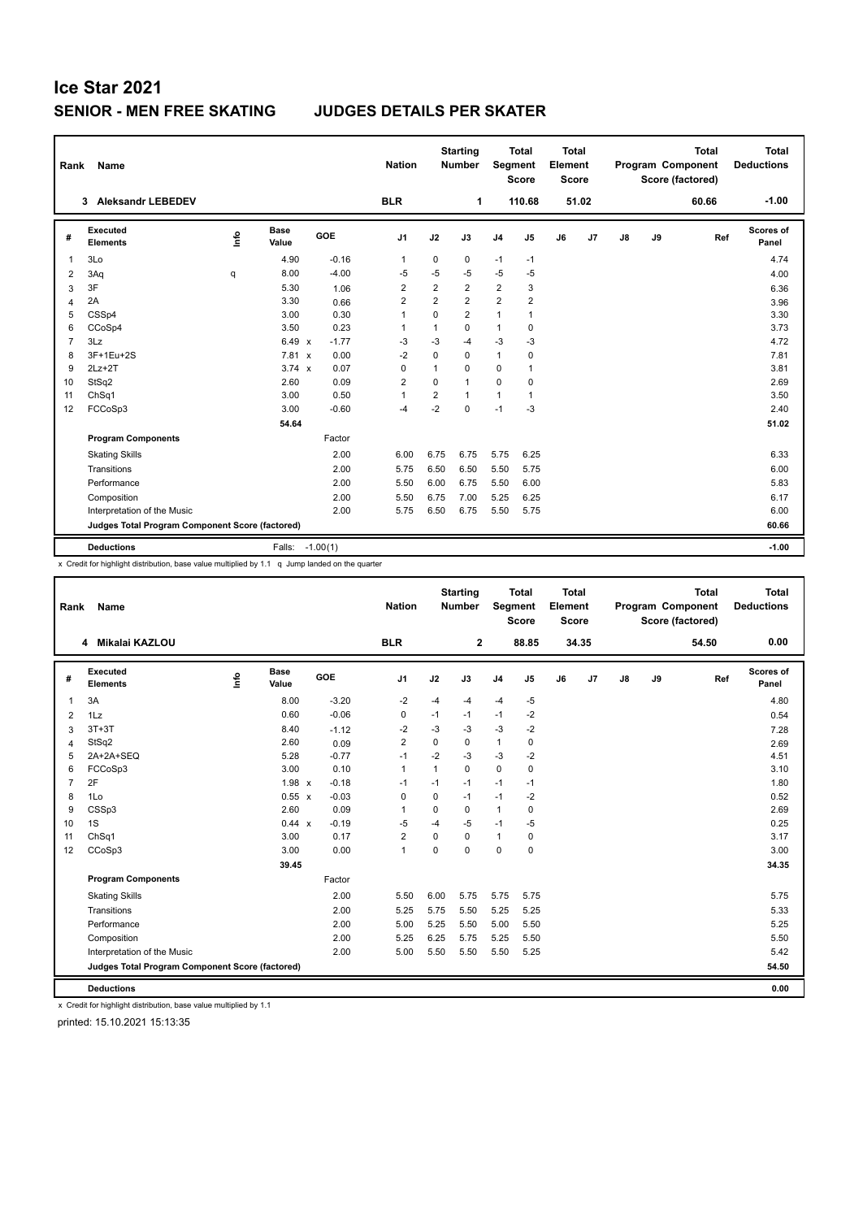# Ice Star 2021

## SENIOR - MEN FREE SKATING JUDGES DETAILS PER SKATER

| Rank | Name | Nation | Starting Number | Total Segment Score | Total Element Score | Total Program Component Score (factored) | Total Deductions |
|---|---|---|---|---|---|---|---|
| 3 | Aleksandr LEBEDEV | BLR | 1 | 110.68 | 51.02 | 60.66 | -1.00 |

| # | Executed Elements | Info | Base Value | | GOE | J1 | J2 | J3 | J4 | J5 | J6 | J7 | J8 | J9 | Ref | Scores of Panel |
|---|---|---|---|---|---|---|---|---|---|---|---|---|---|---|---|---|
| 1 | 3Lo | | 4.90 | | -0.16 | 1 | 0 | 0 | -1 | -1 | | | | | | 4.74 |
| 2 | 3Aq | q | 8.00 | | -4.00 | -5 | -5 | -5 | -5 | -5 | | | | | | 4.00 |
| 3 | 3F | | 5.30 | | 1.06 | 2 | 2 | 2 | 2 | 3 | | | | | | 6.36 |
| 4 | 2A | | 3.30 | | 0.66 | 2 | 2 | 2 | 2 | 2 | | | | | | 3.96 |
| 5 | CSSp4 | | 3.00 | | 0.30 | 1 | 0 | 2 | 1 | 1 | | | | | | 3.30 |
| 6 | CCoSp4 | | 3.50 | | 0.23 | 1 | 1 | 0 | 1 | 0 | | | | | | 3.73 |
| 7 | 3Lz | | 6.49 | x | -1.77 | -3 | -3 | -4 | -3 | -3 | | | | | | 4.72 |
| 8 | 3F+1Eu+2S | | 7.81 | x | 0.00 | -2 | 0 | 0 | 1 | 0 | | | | | | 7.81 |
| 9 | 2Lz+2T | | 3.74 | x | 0.07 | 0 | 1 | 0 | 0 | 1 | | | | | | 3.81 |
| 10 | StSq2 | | 2.60 | | 0.09 | 2 | 0 | 1 | 0 | 0 | | | | | | 2.69 |
| 11 | ChSq1 | | 3.00 | | 0.50 | 1 | 2 | 1 | 1 | 1 | | | | | | 3.50 |
| 12 | FCCoSp3 | | 3.00 | | -0.60 | -4 | -2 | 0 | -1 | -3 | | | | | | 2.40 |
| | | | 54.64 | | | | | | | | | | | | | 51.02 |
| | **Program Components** | | | | Factor | | | | | | | | | | | |
| | Skating Skills | | | | 2.00 | 6.00 | 6.75 | 6.75 | 5.75 | 6.25 | | | | | | 6.33 |
| | Transitions | | | | 2.00 | 5.75 | 6.50 | 6.50 | 5.50 | 5.75 | | | | | | 6.00 |
| | Performance | | | | 2.00 | 5.50 | 6.00 | 6.75 | 5.50 | 6.00 | | | | | | 5.83 |
| | Composition | | | | 2.00 | 5.50 | 6.75 | 7.00 | 5.25 | 6.25 | | | | | | 6.17 |
| | Interpretation of the Music | | | | 2.00 | 5.75 | 6.50 | 6.75 | 5.50 | 5.75 | | | | | | 6.00 |
| | **Judges Total Program Component Score (factored)** | | | | | | | | | | | | | | | 60.66 |
| | **Deductions** | | Falls: | | -1.00(1) | | | | | | | | | | | -1.00 |

x Credit for highlight distribution, base value multiplied by 1.1 q Jump landed on the quarter

| Rank | Name | Nation | Starting Number | Total Segment Score | Total Element Score | Total Program Component Score (factored) | Total Deductions |
|---|---|---|---|---|---|---|---|
| 4 | Mikalai KAZLOU | BLR | 2 | 88.85 | 34.35 | 54.50 | 0.00 |

| # | Executed Elements | Info | Base Value | | GOE | J1 | J2 | J3 | J4 | J5 | J6 | J7 | J8 | J9 | Ref | Scores of Panel |
|---|---|---|---|---|---|---|---|---|---|---|---|---|---|---|---|---|
| 1 | 3A | | 8.00 | | -3.20 | -2 | -4 | -4 | -4 | -5 | | | | | | 4.80 |
| 2 | 1Lz | | 0.60 | | -0.06 | 0 | -1 | -1 | -1 | -2 | | | | | | 0.54 |
| 3 | 3T+3T | | 8.40 | | -1.12 | -2 | -3 | -3 | -3 | -2 | | | | | | 7.28 |
| 4 | StSq2 | | 2.60 | | 0.09 | 2 | 0 | 0 | 1 | 0 | | | | | | 2.69 |
| 5 | 2A+2A+SEQ | | 5.28 | | -0.77 | -1 | -2 | -3 | -3 | -2 | | | | | | 4.51 |
| 6 | FCCoSp3 | | 3.00 | | 0.10 | 1 | 1 | 0 | 0 | 0 | | | | | | 3.10 |
| 7 | 2F | | 1.98 | x | -0.18 | -1 | -1 | -1 | -1 | -1 | | | | | | 1.80 |
| 8 | 1Lo | | 0.55 | x | -0.03 | 0 | 0 | -1 | -1 | -2 | | | | | | 0.52 |
| 9 | CSSp3 | | 2.60 | | 0.09 | 1 | 0 | 0 | 1 | 0 | | | | | | 2.69 |
| 10 | 1S | | 0.44 | x | -0.19 | -5 | -4 | -5 | -1 | -5 | | | | | | 0.25 |
| 11 | ChSq1 | | 3.00 | | 0.17 | 2 | 0 | 0 | 1 | 0 | | | | | | 3.17 |
| 12 | CCoSp3 | | 3.00 | | 0.00 | 1 | 0 | 0 | 0 | 0 | | | | | | 3.00 |
| | | | 39.45 | | | | | | | | | | | | | 34.35 |
| | **Program Components** | | | | Factor | | | | | | | | | | | |
| | Skating Skills | | | | 2.00 | 5.50 | 6.00 | 5.75 | 5.75 | 5.75 | | | | | | 5.75 |
| | Transitions | | | | 2.00 | 5.25 | 5.75 | 5.50 | 5.25 | 5.25 | | | | | | 5.33 |
| | Performance | | | | 2.00 | 5.00 | 5.25 | 5.50 | 5.00 | 5.50 | | | | | | 5.25 |
| | Composition | | | | 2.00 | 5.25 | 6.25 | 5.75 | 5.25 | 5.50 | | | | | | 5.50 |
| | Interpretation of the Music | | | | 2.00 | 5.00 | 5.50 | 5.50 | 5.50 | 5.25 | | | | | | 5.42 |
| | **Judges Total Program Component Score (factored)** | | | | | | | | | | | | | | | 54.50 |
| | **Deductions** | | | | | | | | | | | | | | | 0.00 |

x Credit for highlight distribution, base value multiplied by 1.1

printed: 15.10.2021 15:13:35